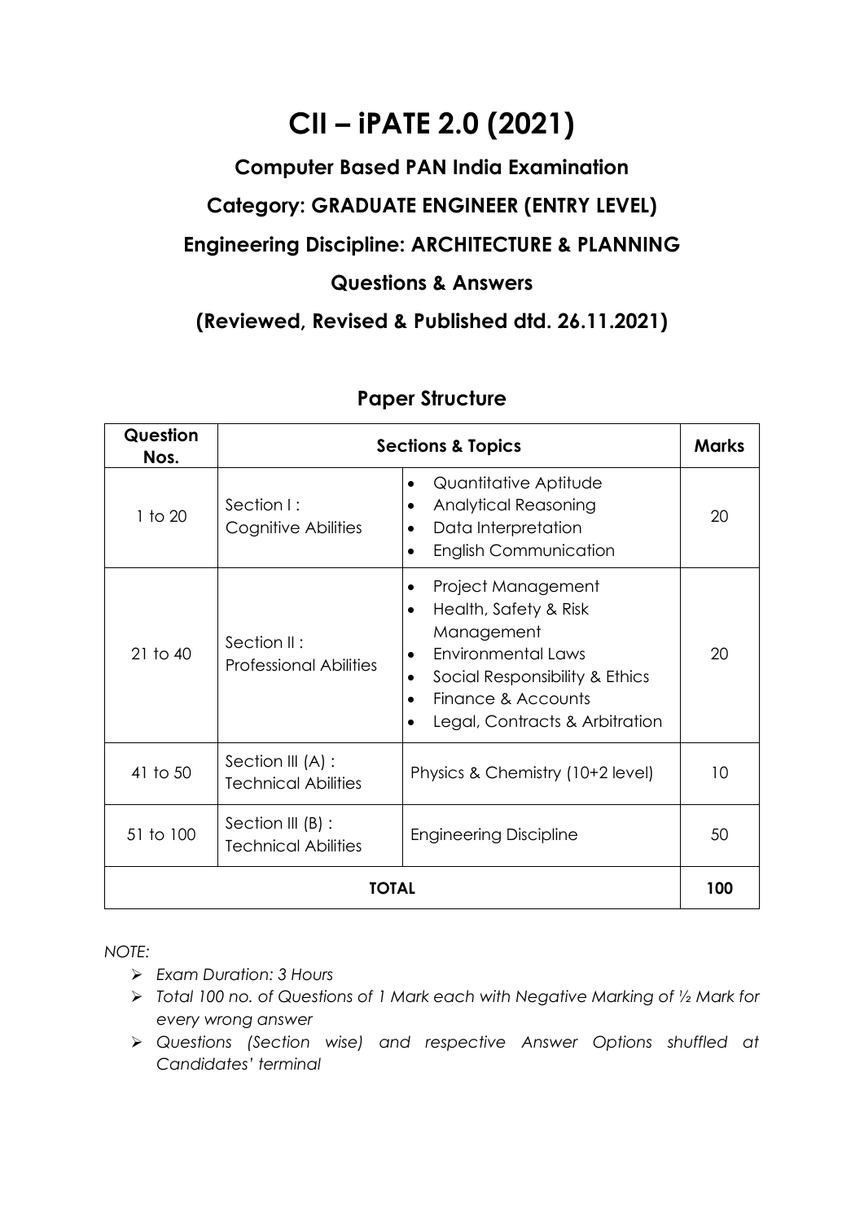# CII – iPATE 2.0 (2021)

## Computer Based PAN India Examination

## Category: GRADUATE ENGINEER (ENTRY LEVEL)

## Engineering Discipline: ARCHITECTURE & PLANNING

## Questions & Answers

## (Reviewed, Revised & Published dtd. 26.11.2021)

### Paper Structure

| Question Nos. | Sections & Topics | | Marks |
|---|---|---|---|
| 1 to 20 | Section I : Cognitive Abilities | • Quantitative Aptitude<br>• Analytical Reasoning<br>• Data Interpretation<br>• English Communication | 20 |
| 21 to 40 | Section II : Professional Abilities | • Project Management<br>• Health, Safety & Risk Management<br>• Environmental Laws<br>• Social Responsibility & Ethics<br>• Finance & Accounts<br>• Legal, Contracts & Arbitration | 20 |
| 41 to 50 | Section III (A) : Technical Abilities | Physics & Chemistry (10+2 level) | 10 |
| 51 to 100 | Section III (B) : Technical Abilities | Engineering Discipline | 50 |
| **TOTAL** | | | **100** |

*NOTE:*

- *Exam Duration: 3 Hours*
- *Total 100 no. of Questions of 1 Mark each with Negative Marking of ½ Mark for every wrong answer*
- *Questions (Section wise) and respective Answer Options shuffled at Candidates' terminal*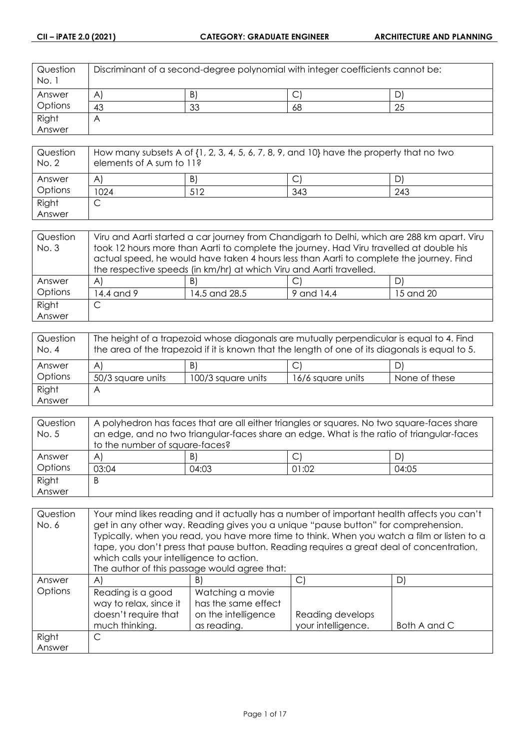| Question No. 1 | Discriminant of a second-degree polynomial with integer coefficients cannot be: | | | |
|---|---|---|---|---|
| Answer Options | A) | B) | C) | D) |
| | 43 | 33 | 68 | 25 |
| Right Answer | A | | | |

| Question No. 2 | How many subsets A of {1, 2, 3, 4, 5, 6, 7, 8, 9, and 10} have the property that no two elements of A sum to 11? | | | |
|---|---|---|---|---|
| Answer Options | A) | B) | C) | D) |
| | 1024 | 512 | 343 | 243 |
| Right Answer | C | | | |

| Question No. 3 | Viru and Aarti started a car journey from Chandigarh to Delhi, which are 288 km apart. Viru took 12 hours more than Aarti to complete the journey. Had Viru travelled at double his actual speed, he would have taken 4 hours less than Aarti to complete the journey. Find the respective speeds (in km/hr) at which Viru and Aarti travelled. | | | |
|---|---|---|---|---|
| Answer Options | A) | B) | C) | D) |
| | 14.4 and 9 | 14.5 and 28.5 | 9 and 14.4 | 15 and 20 |
| Right Answer | C | | | |

| Question No. 4 | The height of a trapezoid whose diagonals are mutually perpendicular is equal to 4. Find the area of the trapezoid if it is known that the length of one of its diagonals is equal to 5. | | | |
|---|---|---|---|---|
| Answer Options | A) | B) | C) | D) |
| | 50/3 square units | 100/3 square units | 16/6 square units | None of these |
| Right Answer | A | | | |

| Question No. 5 | A polyhedron has faces that are all either triangles or squares. No two square-faces share an edge, and no two triangular-faces share an edge. What is the ratio of triangular-faces to the number of square-faces? | | | |
|---|---|---|---|---|
| Answer Options | A) | B) | C) | D) |
| | 03:04 | 04:03 | 01:02 | 04:05 |
| Right Answer | B | | | |

| Question No. 6 | Your mind likes reading and it actually has a number of important health affects you can't get in any other way. Reading gives you a unique "pause button" for comprehension. Typically, when you read, you have more time to think. When you watch a film or listen to a tape, you don't press that pause button. Reading requires a great deal of concentration, which calls your intelligence to action. The author of this passage would agree that: | | | |
|---|---|---|---|---|
| Answer Options | A) | B) | C) | D) |
| | Reading is a good way to relax, since it doesn't require that much thinking. | Watching a movie has the same effect on the intelligence as reading. | Reading develops your intelligence. | Both A and C |
| Right Answer | C | | | |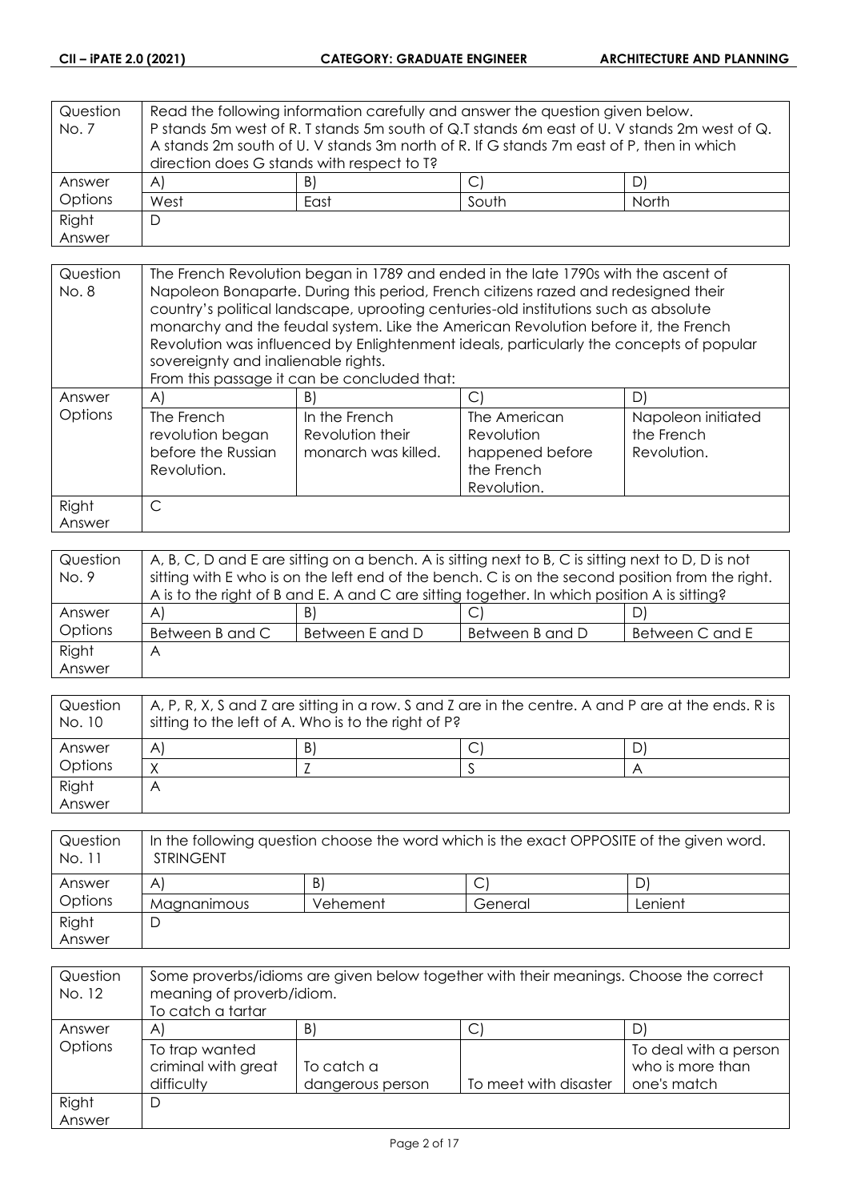| Question No. 7 | Read the following information carefully and answer the question given below. P stands 5m west of R. T stands 5m south of Q.T stands 6m east of U. V stands 2m west of Q. A stands 2m south of U. V stands 3m north of R. If G stands 7m east of P, then in which direction does G stands with respect to T? | | | |
|---|---|---|---|---|
| Answer Options | A) | B) | C) | D) |
| | West | East | South | North |
| Right Answer | D | | | |

| Question No. 8 | The French Revolution began in 1789 and ended in the late 1790s with the ascent of Napoleon Bonaparte. During this period, French citizens razed and redesigned their country's political landscape, uprooting centuries-old institutions such as absolute monarchy and the feudal system. Like the American Revolution before it, the French Revolution was influenced by Enlightenment ideals, particularly the concepts of popular sovereignty and inalienable rights. From this passage it can be concluded that: | | | |
|---|---|---|---|---|
| Answer Options | A) | B) | C) | D) |
| | The French revolution began before the Russian Revolution. | In the French Revolution their monarch was killed. | The American Revolution happened before the French Revolution. | Napoleon initiated the French Revolution. |
| Right Answer | C | | | |

| Question No. 9 | A, B, C, D and E are sitting on a bench. A is sitting next to B, C is sitting next to D, D is not sitting with E who is on the left end of the bench. C is on the second position from the right. A is to the right of B and E. A and C are sitting together. In which position A is sitting? | | | |
|---|---|---|---|---|
| Answer Options | A) | B) | C) | D) |
| | Between B and C | Between E and D | Between B and D | Between C and E |
| Right Answer | A | | | |

| Question No. 10 | A, P, R, X, S and Z are sitting in a row. S and Z are in the centre. A and P are at the ends. R is sitting to the left of A. Who is to the right of P? | | | |
|---|---|---|---|---|
| Answer Options | A) | B) | C) | D) |
| | X | Z | S | A |
| Right Answer | A | | | |

| Question No. 11 | In the following question choose the word which is the exact OPPOSITE of the given word. STRINGENT | | | |
|---|---|---|---|---|
| Answer Options | A) | B) | C) | D) |
| | Magnanimous | Vehement | General | Lenient |
| Right Answer | D | | | |

| Question No. 12 | Some proverbs/idioms are given below together with their meanings. Choose the correct meaning of proverb/idiom. To catch a tartar | | | |
|---|---|---|---|---|
| Answer Options | A) | B) | C) | D) |
| | To trap wanted criminal with great difficulty | To catch a dangerous person | To meet with disaster | To deal with a person who is more than one's match |
| Right Answer | D | | | |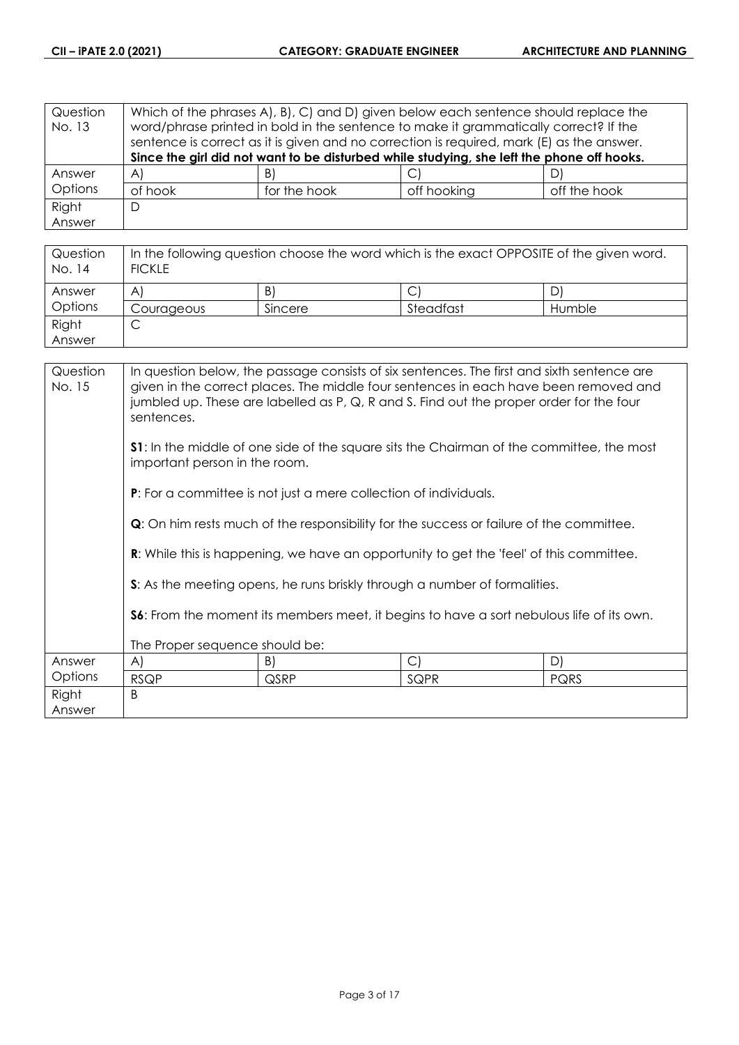| Question No. 13 | Which of the phrases A), B), C) and D) given below each sentence should replace the word/phrase printed in bold in the sentence to make it grammatically correct? If the sentence is correct as it is given and no correction is required, mark (E) as the answer. **Since the girl did not want to be disturbed while studying, she left the phone off hooks.** | | | |
|---|---|---|---|---|
| Answer Options | A) | B) | C) | D) |
| | of hook | for the hook | off hooking | off the hook |
| Right Answer | D | | | |

| Question No. 14 | In the following question choose the word which is the exact OPPOSITE of the given word. FICKLE | | | |
|---|---|---|---|---|
| Answer Options | A) | B) | C) | D) |
| | Courageous | Sincere | Steadfast | Humble |
| Right Answer | C | | | |

| Question No. 15 | In question below, the passage consists of six sentences. The first and sixth sentence are given in the correct places. The middle four sentences in each have been removed and jumbled up. These are labelled as P, Q, R and S. Find out the proper order for the four sentences.<br><br>**S1**: In the middle of one side of the square sits the Chairman of the committee, the most important person in the room.<br><br>**P**: For a committee is not just a mere collection of individuals.<br><br>**Q**: On him rests much of the responsibility for the success or failure of the committee.<br><br>**R**: While this is happening, we have an opportunity to get the 'feel' of this committee.<br><br>**S**: As the meeting opens, he runs briskly through a number of formalities.<br><br>**S6**: From the moment its members meet, it begins to have a sort nebulous life of its own.<br><br>The Proper sequence should be: | | | |
|---|---|---|---|---|
| Answer Options | A) | B) | C) | D) |
| | RSQP | QSRP | SQPR | PQRS |
| Right Answer | B | | | |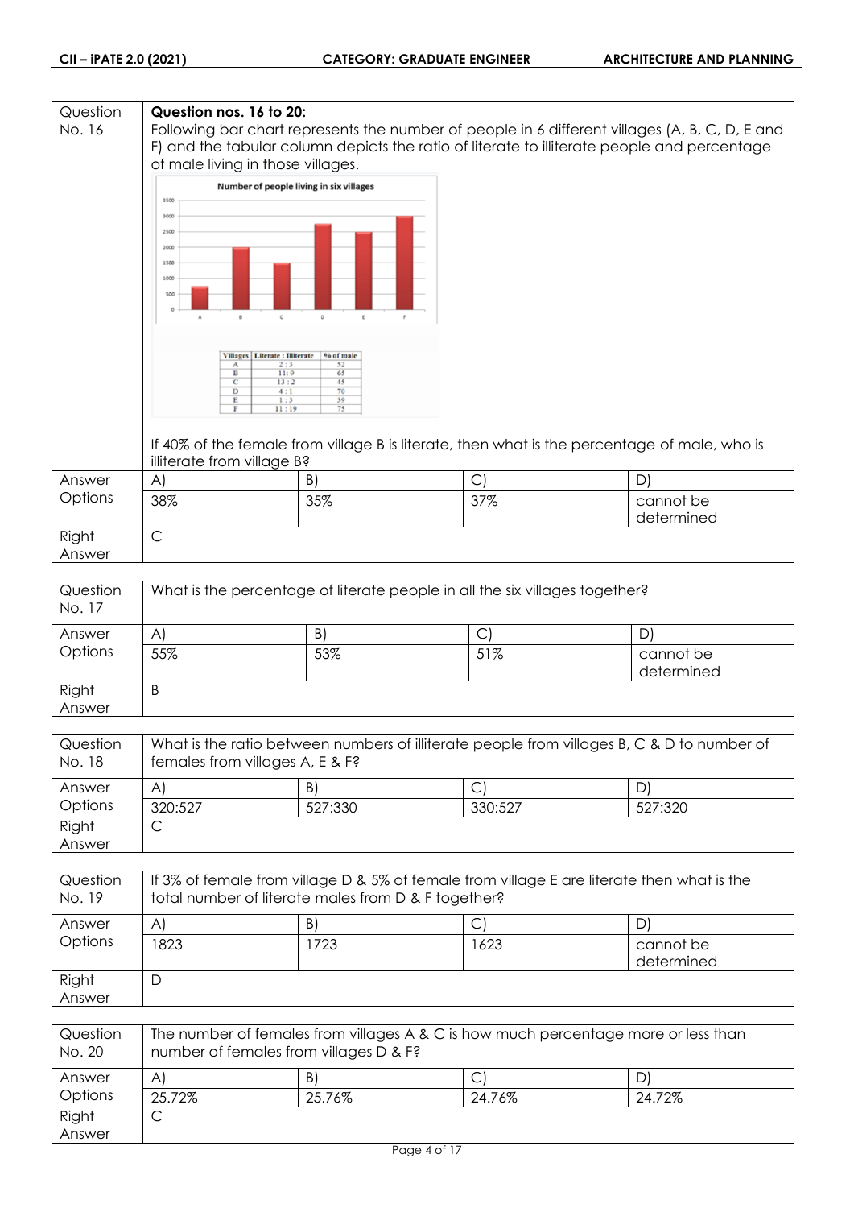| Question No. 16 | **Question nos. 16 to 20:** Following bar chart represents the number of people in 6 different villages (A, B, C, D, E and F) and the tabular column depicts the ratio of literate to illiterate people and percentage of male living in those villages. | | | |
|---|---|---|---|---|

**Number of people living in six villages**

| Villages | Literate : Illiterate | % of male |
|---|---|---|
| A | 2 : 3 | 52 |
| B | 11 : 9 | 65 |
| C | 13 : 2 | 45 |
| D | 4 : 1 | 70 |
| E | 1 : 3 | 39 |
| F | 11 : 19 | 75 |

If 40% of the female from village B is literate, then what is the percentage of male, who is illiterate from village B?

| Answer Options | A) | B) | C) | D) |
|---|---|---|---|---|
| | 38% | 35% | 37% | cannot be determined |
| Right Answer | C | | | |

| Question No. 17 | What is the percentage of literate people in all the six villages together? | | | |
|---|---|---|---|---|
| Answer Options | A) | B) | C) | D) |
| | 55% | 53% | 51% | cannot be determined |
| Right Answer | B | | | |

| Question No. 18 | What is the ratio between numbers of illiterate people from villages B, C & D to number of females from villages A, E & F? | | | |
|---|---|---|---|---|
| Answer Options | A) | B) | C) | D) |
| | 320:527 | 527:330 | 330:527 | 527:320 |
| Right Answer | C | | | |

| Question No. 19 | If 3% of female from village D & 5% of female from village E are literate then what is the total number of literate males from D & F together? | | | |
|---|---|---|---|---|
| Answer Options | A) | B) | C) | D) |
| | 1823 | 1723 | 1623 | cannot be determined |
| Right Answer | D | | | |

| Question No. 20 | The number of females from villages A & C is how much percentage more or less than number of females from villages D & F? | | | |
|---|---|---|---|---|
| Answer Options | A) | B) | C) | D) |
| | 25.72% | 25.76% | 24.76% | 24.72% |
| Right Answer | C | | | |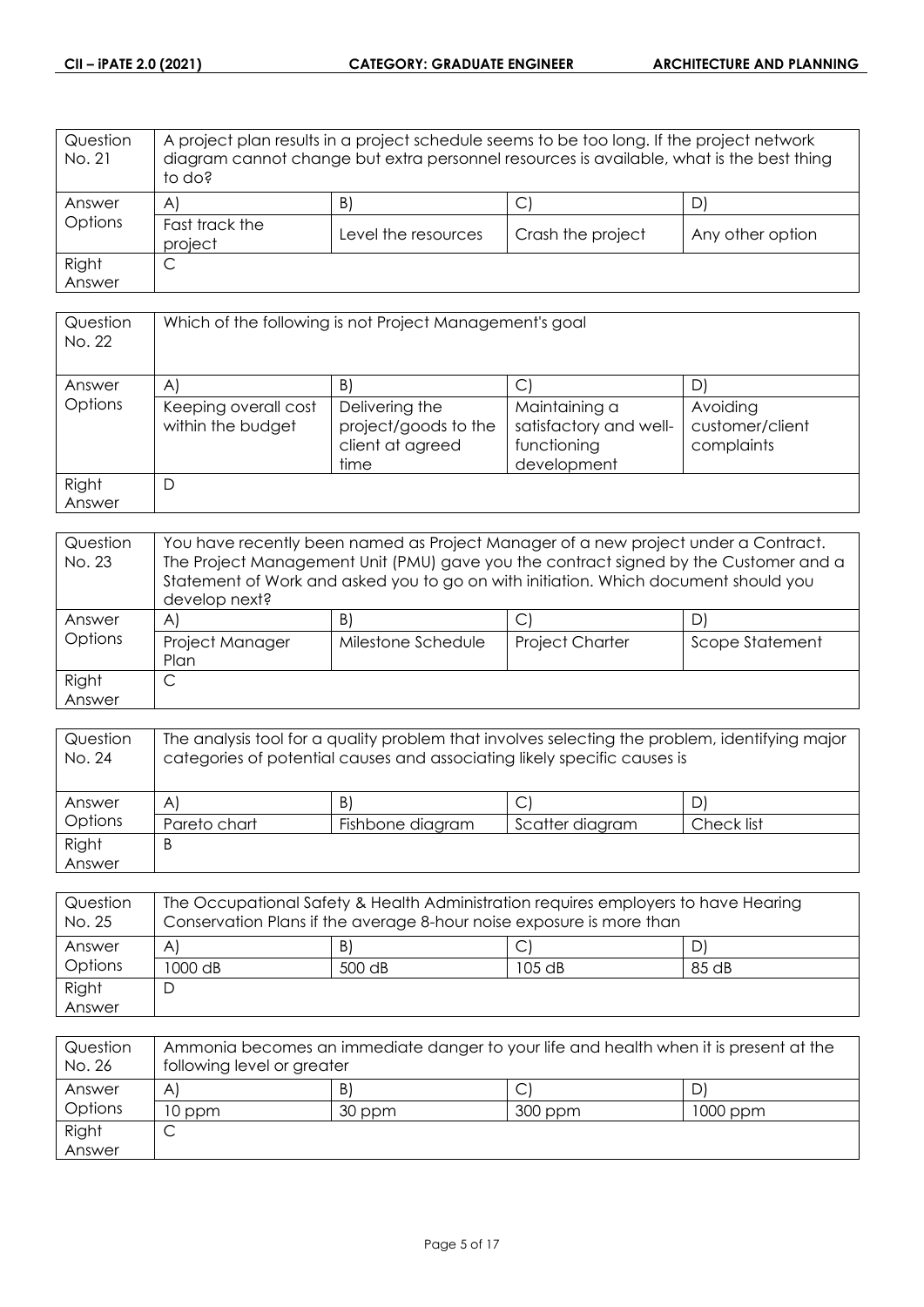| Question No. 21 | A project plan results in a project schedule seems to be too long. If the project network diagram cannot change but extra personnel resources is available, what is the best thing to do? | | | |
|---|---|---|---|---|
| Answer Options | A) | B) | C) | D) |
| | Fast track the project | Level the resources | Crash the project | Any other option |
| Right Answer | C | | | |

| Question No. 22 | Which of the following is not Project Management's goal | | | |
|---|---|---|---|---|
| Answer Options | A) | B) | C) | D) |
| | Keeping overall cost within the budget | Delivering the project/goods to the client at agreed time | Maintaining a satisfactory and well-functioning development | Avoiding customer/client complaints |
| Right Answer | D | | | |

| Question No. 23 | You have recently been named as Project Manager of a new project under a Contract. The Project Management Unit (PMU) gave you the contract signed by the Customer and a Statement of Work and asked you to go on with initiation. Which document should you develop next? | | | |
|---|---|---|---|---|
| Answer Options | A) | B) | C) | D) |
| | Project Manager Plan | Milestone Schedule | Project Charter | Scope Statement |
| Right Answer | C | | | |

| Question No. 24 | The analysis tool for a quality problem that involves selecting the problem, identifying major categories of potential causes and associating likely specific causes is | | | |
|---|---|---|---|---|
| Answer Options | A) | B) | C) | D) |
| | Pareto chart | Fishbone diagram | Scatter diagram | Check list |
| Right Answer | B | | | |

| Question No. 25 | The Occupational Safety & Health Administration requires employers to have Hearing Conservation Plans if the average 8-hour noise exposure is more than | | | |
|---|---|---|---|---|
| Answer Options | A) | B) | C) | D) |
| | 1000 dB | 500 dB | 105 dB | 85 dB |
| Right Answer | D | | | |

| Question No. 26 | Ammonia becomes an immediate danger to your life and health when it is present at the following level or greater | | | |
|---|---|---|---|---|
| Answer Options | A) | B) | C) | D) |
| | 10 ppm | 30 ppm | 300 ppm | 1000 ppm |
| Right Answer | C | | | |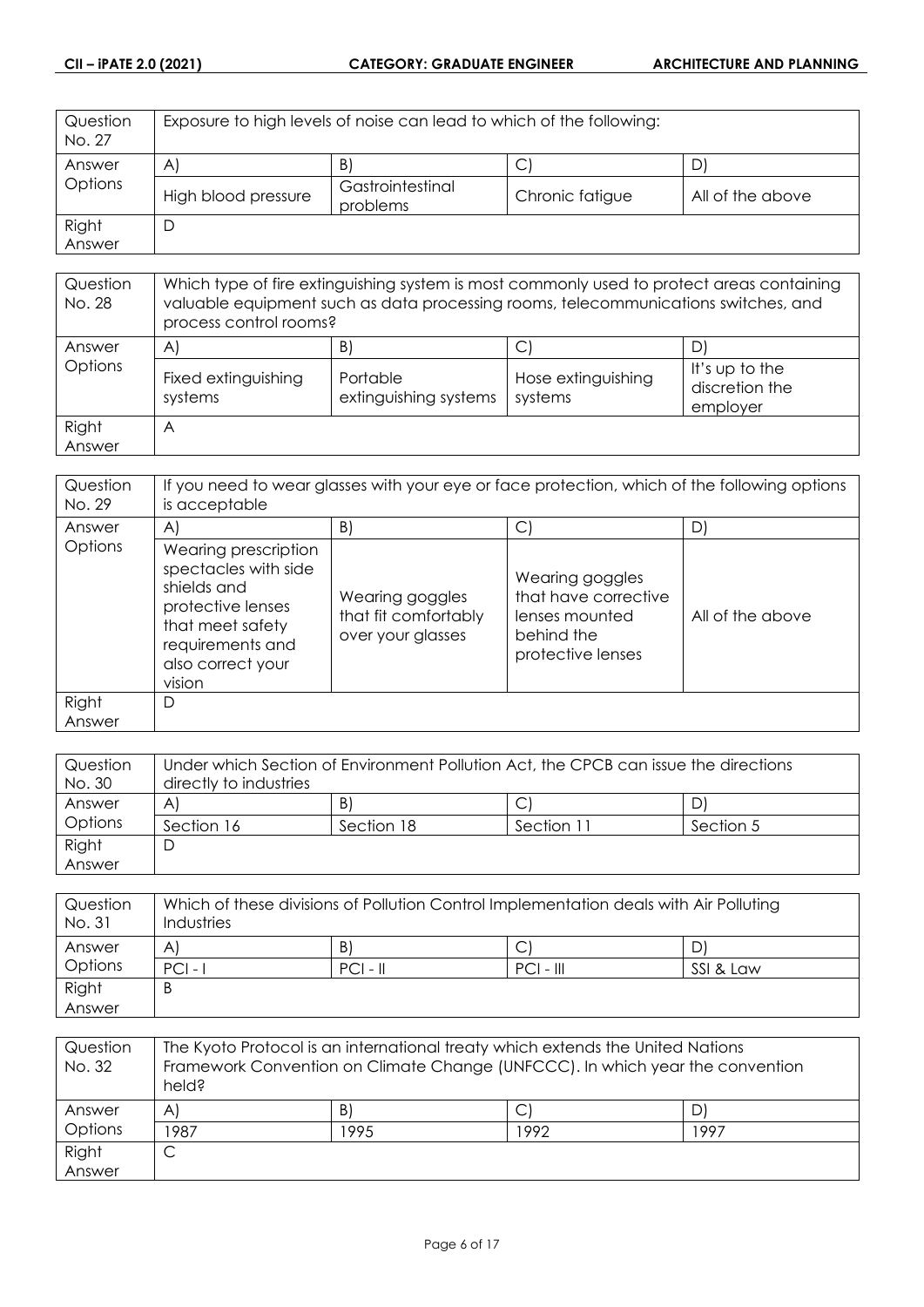| Question No. 27 | Exposure to high levels of noise can lead to which of the following: | | | |
|---|---|---|---|---|
| Answer Options | A) | B) | C) | D) |
| | High blood pressure | Gastrointestinal problems | Chronic fatigue | All of the above |
| Right Answer | D | | | |

| Question No. 28 | Which type of fire extinguishing system is most commonly used to protect areas containing valuable equipment such as data processing rooms, telecommunications switches, and process control rooms? | | | |
|---|---|---|---|---|
| Answer Options | A) | B) | C) | D) |
| | Fixed extinguishing systems | Portable extinguishing systems | Hose extinguishing systems | It's up to the discretion the employer |
| Right Answer | A | | | |

| Question No. 29 | If you need to wear glasses with your eye or face protection, which of the following options is acceptable | | | |
|---|---|---|---|---|
| Answer Options | A) | B) | C) | D) |
| | Wearing prescription spectacles with side shields and protective lenses that meet safety requirements and also correct your vision | Wearing goggles that fit comfortably over your glasses | Wearing goggles that have corrective lenses mounted behind the protective lenses | All of the above |
| Right Answer | D | | | |

| Question No. 30 | Under which Section of Environment Pollution Act, the CPCB can issue the directions directly to industries | | | |
|---|---|---|---|---|
| Answer Options | A) | B) | C) | D) |
| | Section 16 | Section 18 | Section 11 | Section 5 |
| Right Answer | D | | | |

| Question No. 31 | Which of these divisions of Pollution Control Implementation deals with Air Polluting Industries | | | |
|---|---|---|---|---|
| Answer Options | A) | B) | C) | D) |
| | PCI - I | PCI - II | PCI - III | SSI & Law |
| Right Answer | B | | | |

| Question No. 32 | The Kyoto Protocol is an international treaty which extends the United Nations Framework Convention on Climate Change (UNFCCC). In which year the convention held? | | | |
|---|---|---|---|---|
| Answer Options | A) | B) | C) | D) |
| | 1987 | 1995 | 1992 | 1997 |
| Right Answer | C | | | |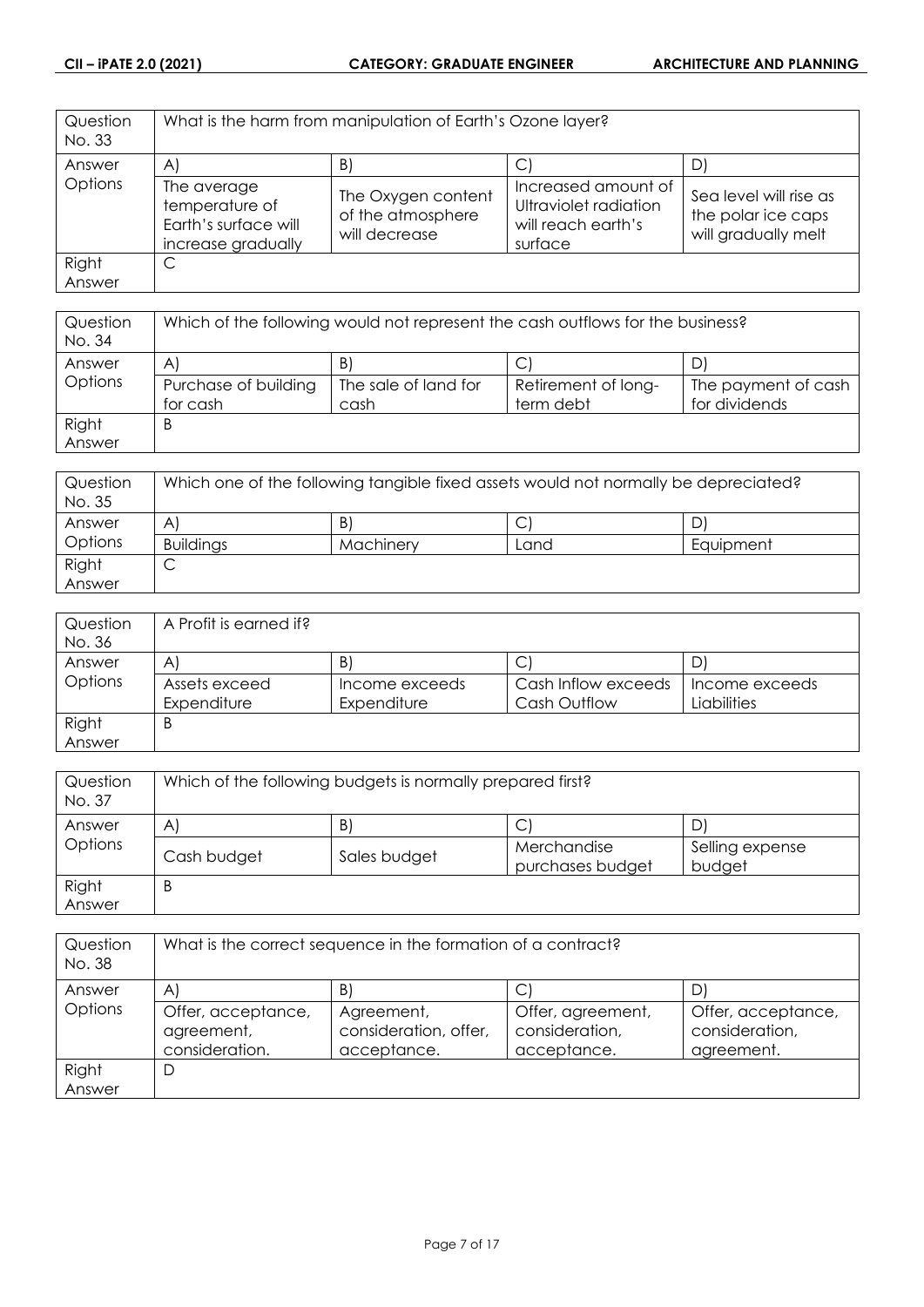| Question No. 33 | What is the harm from manipulation of Earth's Ozone layer? | | | |
|---|---|---|---|---|
| Answer Options | A) | B) | C) | D) |
| | The average temperature of Earth's surface will increase gradually | The Oxygen content of the atmosphere will decrease | Increased amount of Ultraviolet radiation will reach earth's surface | Sea level will rise as the polar ice caps will gradually melt |
| Right Answer | C | | | |

| Question No. 34 | Which of the following would not represent the cash outflows for the business? | | | |
|---|---|---|---|---|
| Answer Options | A) | B) | C) | D) |
| | Purchase of building for cash | The sale of land for cash | Retirement of long-term debt | The payment of cash for dividends |
| Right Answer | B | | | |

| Question No. 35 | Which one of the following tangible fixed assets would not normally be depreciated? | | | |
|---|---|---|---|---|
| Answer Options | A) | B) | C) | D) |
| | Buildings | Machinery | Land | Equipment |
| Right Answer | C | | | |

| Question No. 36 | A Profit is earned if? | | | |
|---|---|---|---|---|
| Answer Options | A) | B) | C) | D) |
| | Assets exceed Expenditure | Income exceeds Expenditure | Cash Inflow exceeds Cash Outflow | Income exceeds Liabilities |
| Right Answer | B | | | |

| Question No. 37 | Which of the following budgets is normally prepared first? | | | |
|---|---|---|---|---|
| Answer Options | A) | B) | C) | D) |
| | Cash budget | Sales budget | Merchandise purchases budget | Selling expense budget |
| Right Answer | B | | | |

| Question No. 38 | What is the correct sequence in the formation of a contract? | | | |
|---|---|---|---|---|
| Answer Options | A) | B) | C) | D) |
| | Offer, acceptance, agreement, consideration. | Agreement, consideration, offer, acceptance. | Offer, agreement, consideration, acceptance. | Offer, acceptance, consideration, agreement. |
| Right Answer | D | | | |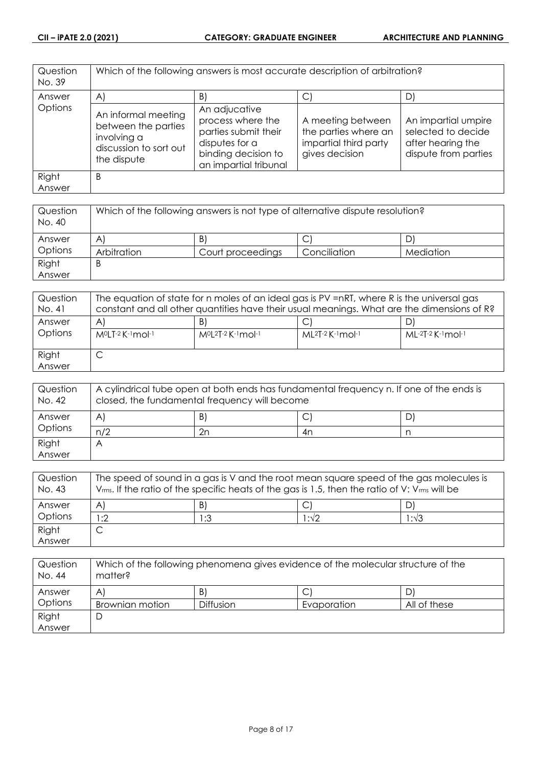| Question No. 39 | Which of the following answers is most accurate description of arbitration? | | | |
|---|---|---|---|---|
| Answer Options | A) | B) | C) | D) |
| | An informal meeting between the parties involving a discussion to sort out the dispute | An adjucative process where the parties submit their disputes for a binding decision to an impartial tribunal | A meeting between the parties where an impartial third party gives decision | An impartial umpire selected to decide after hearing the dispute from parties |
| Right Answer | B | | | |

| Question No. 40 | Which of the following answers is not type of alternative dispute resolution? | | | |
|---|---|---|---|---|
| Answer Options | A) | B) | C) | D) |
| | Arbitration | Court proceedings | Conciliation | Mediation |
| Right Answer | B | | | |

| Question No. 41 | The equation of state for n moles of an ideal gas is PV =nRT, where R is the universal gas constant and all other quantities have their usual meanings. What are the dimensions of R? | | | |
|---|---|---|---|---|
| Answer Options | A) | B) | C) | D) |
| | $M^0LT^{-2}K^{-1}mol^{-1}$ | $M^0L^2T^{-2}K^{-1}mol^{-1}$ | $ML^2T^{-2}K^{-1}mol^{-1}$ | $ML^{-2}T^{-2}K^{-1}mol^{-1}$ |
| Right Answer | C | | | |

| Question No. 42 | A cylindrical tube open at both ends has fundamental frequency n. If one of the ends is closed, the fundamental frequency will become | | | |
|---|---|---|---|---|
| Answer Options | A) | B) | C) | D) |
| | n/2 | 2n | 4n | n |
| Right Answer | A | | | |

| Question No. 43 | The speed of sound in a gas is V and the root mean square speed of the gas molecules is $V_{rms}$. If the ratio of the specific heats of the gas is 1.5, then the ratio of V: $V_{rms}$ will be | | | |
|---|---|---|---|---|
| Answer Options | A) | B) | C) | D) |
| | 1:2 | 1:3 | $1:\sqrt{2}$ | $1:\sqrt{3}$ |
| Right Answer | C | | | |

| Question No. 44 | Which of the following phenomena gives evidence of the molecular structure of the matter? | | | |
|---|---|---|---|---|
| Answer Options | A) | B) | C) | D) |
| | Brownian motion | Diffusion | Evaporation | All of these |
| Right Answer | D | | | |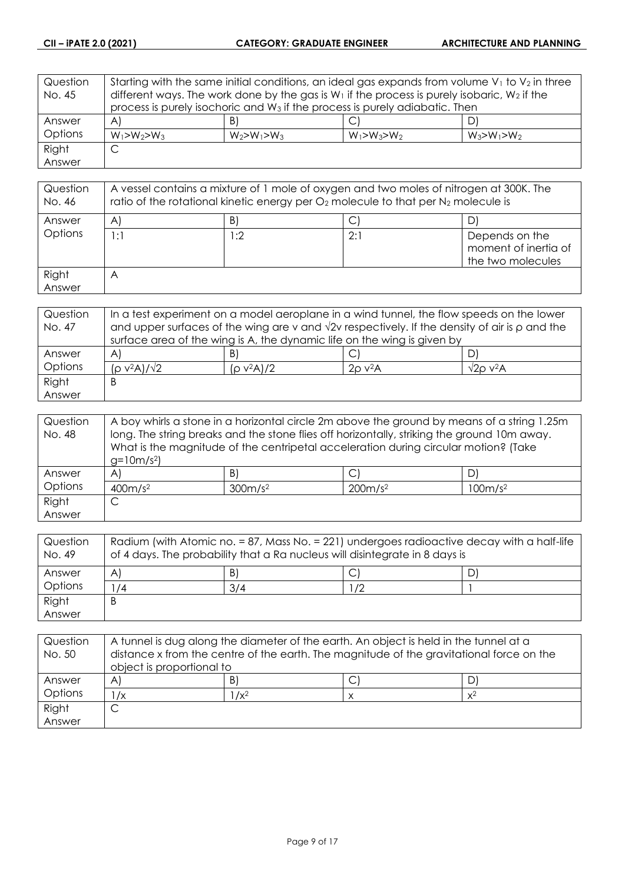| Question No. 45 | Starting with the same initial conditions, an ideal gas expands from volume $V_1$ to $V_2$ in three different ways. The work done by the gas is $W_1$ if the process is purely isobaric, $W_2$ if the process is purely isochoric and $W_3$ if the process is purely adiabatic. Then | | | |
|---|---|---|---|---|
| Answer Options | A) | B) | C) | D) |
| | $W_1>W_2>W_3$ | $W_2>W_1>W_3$ | $W_1>W_3>W_2$ | $W_3>W_1>W_2$ |
| Right Answer | C | | | |

| Question No. 46 | A vessel contains a mixture of 1 mole of oxygen and two moles of nitrogen at 300K. The ratio of the rotational kinetic energy per $O_2$ molecule to that per $N_2$ molecule is | | | |
|---|---|---|---|---|
| Answer Options | A) | B) | C) | D) |
| | 1:1 | 1:2 | 2:1 | Depends on the moment of inertia of the two molecules |
| Right Answer | A | | | |

| Question No. 47 | In a test experiment on a model aeroplane in a wind tunnel, the flow speeds on the lower and upper surfaces of the wing are v and √2v respectively. If the density of air is ρ and the surface area of the wing is A, the dynamic life on the wing is given by | | | |
|---|---|---|---|---|
| Answer Options | A) | B) | C) | D) |
| | $(\rho v^2A)/\sqrt{2}$ | $(\rho v^2A)/2$ | $2\rho v^2A$ | $\sqrt{2}\rho v^2A$ |
| Right Answer | B | | | |

| Question No. 48 | A boy whirls a stone in a horizontal circle 2m above the ground by means of a string 1.25m long. The string breaks and the stone flies off horizontally, striking the ground 10m away. What is the magnitude of the centripetal acceleration during circular motion? (Take $g=10m/s^2$) | | | |
|---|---|---|---|---|
| Answer Options | A) | B) | C) | D) |
| | $400m/s^2$ | $300m/s^2$ | $200m/s^2$ | $100m/s^2$ |
| Right Answer | C | | | |

| Question No. 49 | Radium (with Atomic no. = 87, Mass No. = 221) undergoes radioactive decay with a half-life of 4 days. The probability that a Ra nucleus will disintegrate in 8 days is | | | |
|---|---|---|---|---|
| Answer Options | A) | B) | C) | D) |
| | 1/4 | 3/4 | 1/2 | 1 |
| Right Answer | B | | | |

| Question No. 50 | A tunnel is dug along the diameter of the earth. An object is held in the tunnel at a distance x from the centre of the earth. The magnitude of the gravitational force on the object is proportional to | | | |
|---|---|---|---|---|
| Answer Options | A) | B) | C) | D) |
| | $1/x$ | $1/x^2$ | $x$ | $x^2$ |
| Right Answer | C | | | |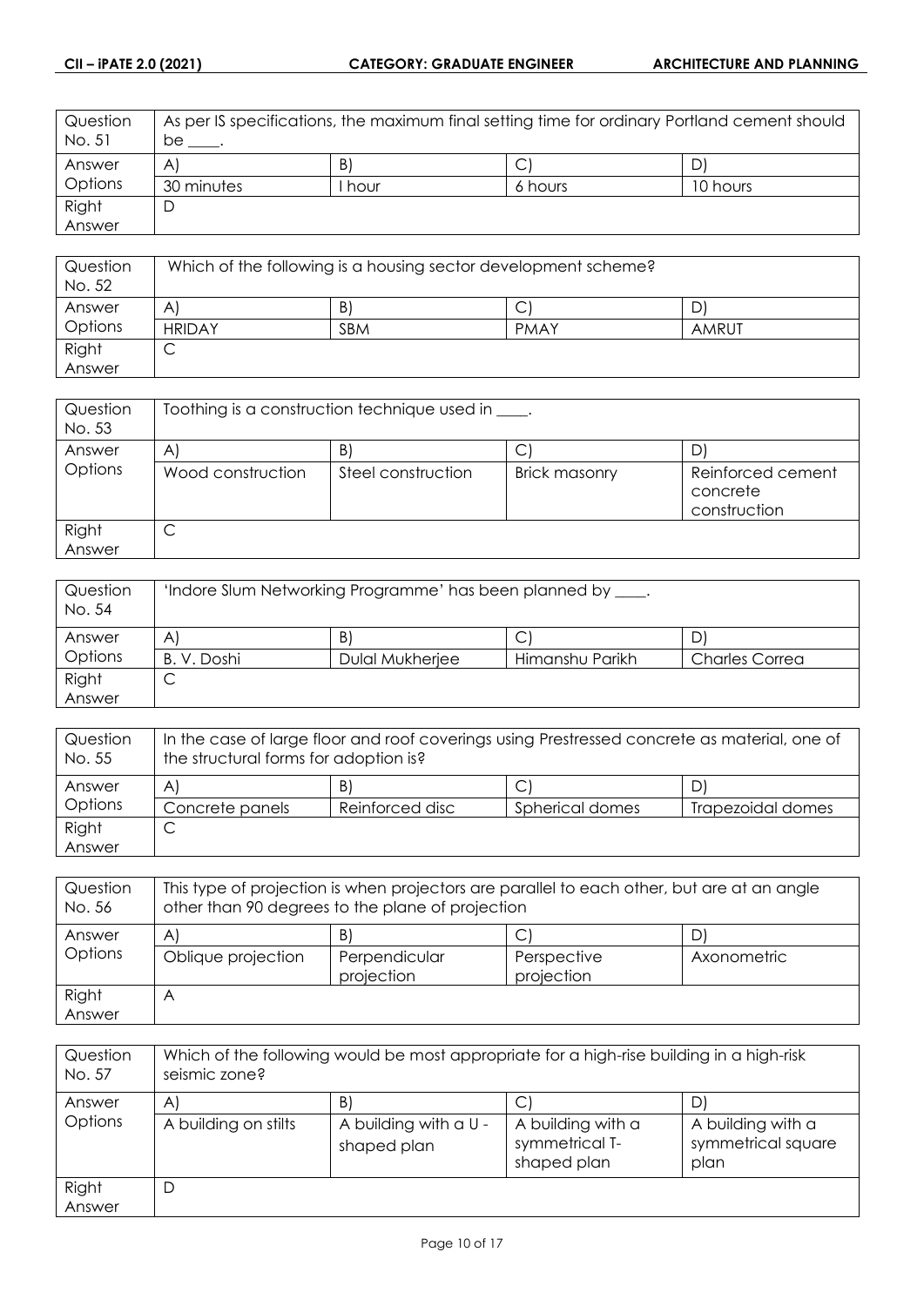| Question No. 51 | As per IS specifications, the maximum final setting time for ordinary Portland cement should be ____. | | |
|---|---|---|---|
| Answer Options | A) | B) | C) | D) |
| | 30 minutes | I hour | 6 hours | 10 hours |
| Right Answer | D | | | |

| Question No. 52 | Which of the following is a housing sector development scheme? | | |
|---|---|---|---|
| Answer Options | A) | B) | C) | D) |
| | HRIDAY | SBM | PMAY | AMRUT |
| Right Answer | C | | | |

| Question No. 53 | Toothing is a construction technique used in ____. | | |
|---|---|---|---|
| Answer Options | A) | B) | C) | D) |
| | Wood construction | Steel construction | Brick masonry | Reinforced cement concrete construction |
| Right Answer | C | | | |

| Question No. 54 | 'Indore Slum Networking Programme' has been planned by ____. | | |
|---|---|---|---|
| Answer Options | A) | B) | C) | D) |
| | B. V. Doshi | Dulal Mukherjee | Himanshu Parikh | Charles Correa |
| Right Answer | C | | | |

| Question No. 55 | In the case of large floor and roof coverings using Prestressed concrete as material, one of the structural forms for adoption is? | | |
|---|---|---|---|
| Answer Options | A) | B) | C) | D) |
| | Concrete panels | Reinforced disc | Spherical domes | Trapezoidal domes |
| Right Answer | C | | | |

| Question No. 56 | This type of projection is when projectors are parallel to each other, but are at an angle other than 90 degrees to the plane of projection | | |
|---|---|---|---|
| Answer Options | A) | B) | C) | D) |
| | Oblique projection | Perpendicular projection | Perspective projection | Axonometric |
| Right Answer | A | | | |

| Question No. 57 | Which of the following would be most appropriate for a high-rise building in a high-risk seismic zone? | | |
|---|---|---|---|
| Answer Options | A) | B) | C) | D) |
| | A building on stilts | A building with a U - shaped plan | A building with a symmetrical T-shaped plan | A building with a symmetrical square plan |
| Right Answer | D | | | |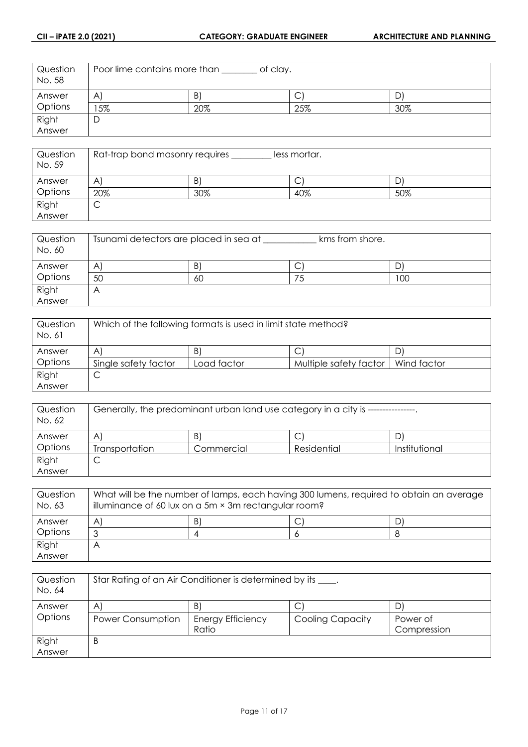| Question No. 58 | Poor lime contains more than ________ of clay. | | | |
|---|---|---|---|---|
| Answer Options | A) | B) | C) | D) |
| | 15% | 20% | 25% | 30% |
| Right Answer | D | | | |

| Question No. 59 | Rat-trap bond masonry requires _________ less mortar. | | | |
|---|---|---|---|---|
| Answer Options | A) | B) | C) | D) |
| | 20% | 30% | 40% | 50% |
| Right Answer | C | | | |

| Question No. 60 | Tsunami detectors are placed in sea at ___________ kms from shore. | | | |
|---|---|---|---|---|
| Answer Options | A) | B) | C) | D) |
| | 50 | 60 | 75 | 100 |
| Right Answer | A | | | |

| Question No. 61 | Which of the following formats is used in limit state method? | | | |
|---|---|---|---|---|
| Answer Options | A) | B) | C) | D) |
| | Single safety factor | Load factor | Multiple safety factor | Wind factor |
| Right Answer | C | | | |

| Question No. 62 | Generally, the predominant urban land use category in a city is ----------------. | | | |
|---|---|---|---|---|
| Answer Options | A) | B) | C) | D) |
| | Transportation | Commercial | Residential | Institutional |
| Right Answer | C | | | |

| Question No. 63 | What will be the number of lamps, each having 300 lumens, required to obtain an average illuminance of 60 lux on a 5m × 3m rectangular room? | | | |
|---|---|---|---|---|
| Answer Options | A) | B) | C) | D) |
| | 3 | 4 | 6 | 8 |
| Right Answer | A | | | |

| Question No. 64 | Star Rating of an Air Conditioner is determined by its ____. | | | |
|---|---|---|---|---|
| Answer Options | A) | B) | C) | D) |
| | Power Consumption | Energy Efficiency Ratio | Cooling Capacity | Power of Compression |
| Right Answer | B | | | |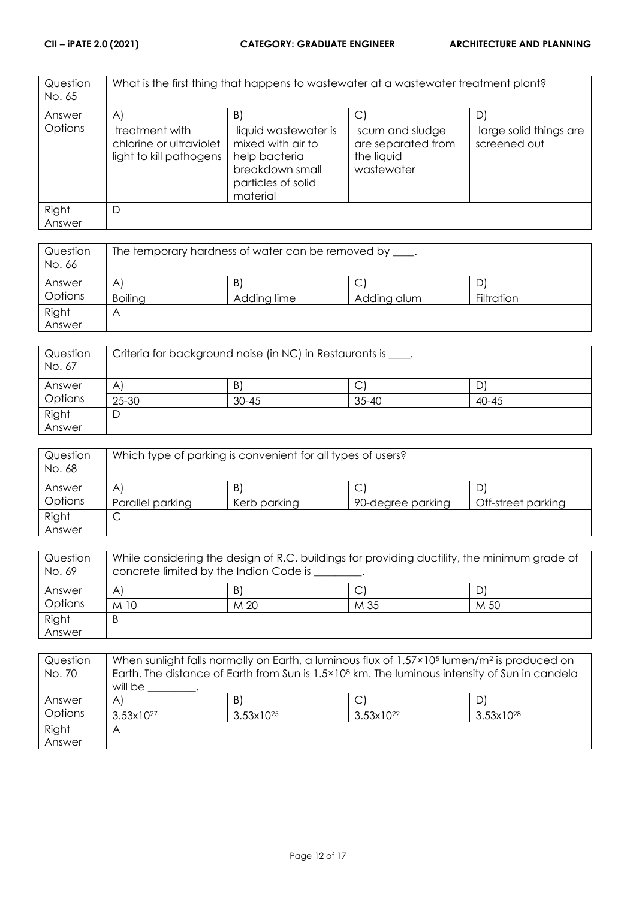| Question No. 65 | What is the first thing that happens to wastewater at a wastewater treatment plant? | | | |
|---|---|---|---|---|
| Answer Options | A) | B) | C) | D) |
| | treatment with chlorine or ultraviolet light to kill pathogens | liquid wastewater is mixed with air to help bacteria breakdown small particles of solid material | scum and sludge are separated from the liquid wastewater | large solid things are screened out |
| Right Answer | D | | | |

| Question No. 66 | The temporary hardness of water can be removed by ____. | | | |
|---|---|---|---|---|
| Answer Options | A) | B) | C) | D) |
| | Boiling | Adding lime | Adding alum | Filtration |
| Right Answer | A | | | |

| Question No. 67 | Criteria for background noise (in NC) in Restaurants is ____. | | | |
|---|---|---|---|---|
| Answer Options | A) | B) | C) | D) |
| | 25-30 | 30-45 | 35-40 | 40-45 |
| Right Answer | D | | | |

| Question No. 68 | Which type of parking is convenient for all types of users? | | | |
|---|---|---|---|---|
| Answer Options | A) | B) | C) | D) |
| | Parallel parking | Kerb parking | 90-degree parking | Off-street parking |
| Right Answer | C | | | |

| Question No. 69 | While considering the design of R.C. buildings for providing ductility, the minimum grade of concrete limited by the Indian Code is _________. | | | |
|---|---|---|---|---|
| Answer Options | A) | B) | C) | D) |
| | M 10 | M 20 | M 35 | M 50 |
| Right Answer | B | | | |

| Question No. 70 | When sunlight falls normally on Earth, a luminous flux of $1.57\times10^5$ lumen/m$^2$ is produced on Earth. The distance of Earth from Sun is $1.5\times10^8$ km. The luminous intensity of Sun in candela will be _________. | | | |
|---|---|---|---|---|
| Answer Options | A) | B) | C) | D) |
| | $3.53\times10^{27}$ | $3.53\times10^{25}$ | $3.53\times10^{22}$ | $3.53\times10^{28}$ |
| Right Answer | A | | | |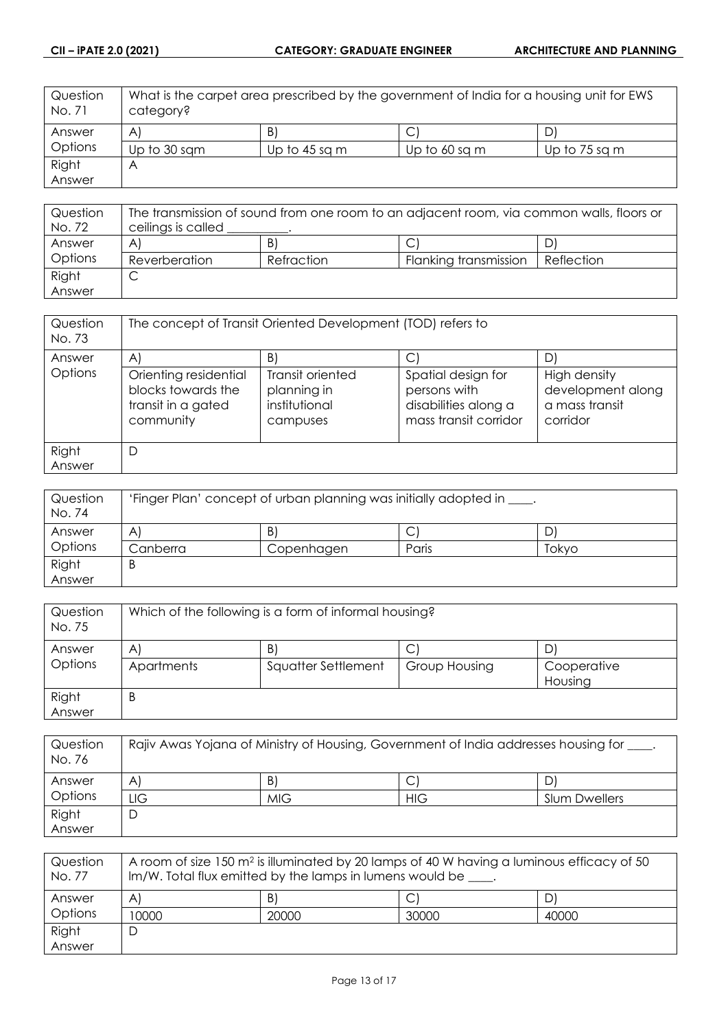| Question No. 71 | What is the carpet area prescribed by the government of India for a housing unit for EWS category? | | | |
|---|---|---|---|---|
| Answer Options | A) | B) | C) | D) |
| | Up to 30 sqm | Up to 45 sq m | Up to 60 sq m | Up to 75 sq m |
| Right Answer | A | | | |

| Question No. 72 | The transmission of sound from one room to an adjacent room, via common walls, floors or ceilings is called _________. | | | |
|---|---|---|---|---|
| Answer Options | A) | B) | C) | D) |
| | Reverberation | Refraction | Flanking transmission | Reflection |
| Right Answer | C | | | |

| Question No. 73 | The concept of Transit Oriented Development (TOD) refers to | | | |
|---|---|---|---|---|
| Answer Options | A) | B) | C) | D) |
| | Orienting residential blocks towards the transit in a gated community | Transit oriented planning in institutional campuses | Spatial design for persons with disabilities along a mass transit corridor | High density development along a mass transit corridor |
| Right Answer | D | | | |

| Question No. 74 | 'Finger Plan' concept of urban planning was initially adopted in ____. | | | |
|---|---|---|---|---|
| Answer Options | A) | B) | C) | D) |
| | Canberra | Copenhagen | Paris | Tokyo |
| Right Answer | B | | | |

| Question No. 75 | Which of the following is a form of informal housing? | | | |
|---|---|---|---|---|
| Answer Options | A) | B) | C) | D) |
| | Apartments | Squatter Settlement | Group Housing | Cooperative Housing |
| Right Answer | B | | | |

| Question No. 76 | Rajiv Awas Yojana of Ministry of Housing, Government of India addresses housing for ____. | | | |
|---|---|---|---|---|
| Answer Options | A) | B) | C) | D) |
| | LIG | MIG | HIG | Slum Dwellers |
| Right Answer | D | | | |

| Question No. 77 | A room of size 150 $m^2$ is illuminated by 20 lamps of 40 W having a luminous efficacy of 50 lm/W. Total flux emitted by the lamps in lumens would be ____. | | | |
|---|---|---|---|---|
| Answer Options | A) | B) | C) | D) |
| | 10000 | 20000 | 30000 | 40000 |
| Right Answer | D | | | |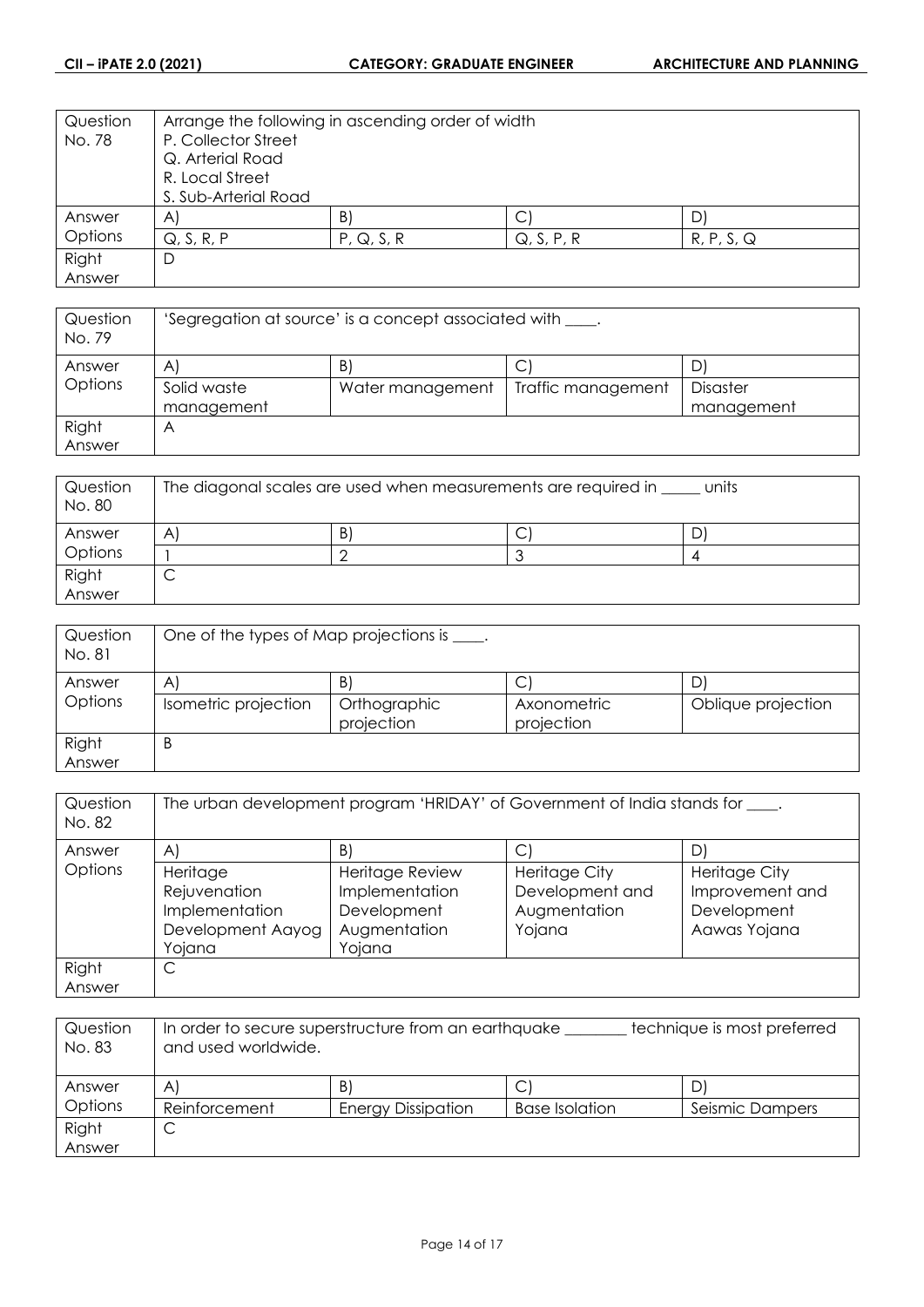| Question No. 78 | Arrange the following in ascending order of width<br>P. Collector Street<br>Q. Arterial Road<br>R. Local Street<br>S. Sub-Arterial Road | | | |
|---|---|---|---|---|
| Answer Options | A) | B) | C) | D) |
| | Q, S, R, P | P, Q, S, R | Q, S, P, R | R, P, S, Q |
| Right Answer | D | | | |

| Question No. 79 | 'Segregation at source' is a concept associated with ____. | | | |
|---|---|---|---|---|
| Answer Options | A) | B) | C) | D) |
| | Solid waste management | Water management | Traffic management | Disaster management |
| Right Answer | A | | | |

| Question No. 80 | The diagonal scales are used when measurements are required in _____ units | | | |
|---|---|---|---|---|
| Answer Options | A) | B) | C) | D) |
| | 1 | 2 | 3 | 4 |
| Right Answer | C | | | |

| Question No. 81 | One of the types of Map projections is ____. | | | |
|---|---|---|---|---|
| Answer Options | A) | B) | C) | D) |
| | Isometric projection | Orthographic projection | Axonometric projection | Oblique projection |
| Right Answer | B | | | |

| Question No. 82 | The urban development program 'HRIDAY' of Government of India stands for ____. | | | |
|---|---|---|---|---|
| Answer Options | A) | B) | C) | D) |
| | Heritage Rejuvenation Implementation Development Aayog Yojana | Heritage Review Implementation Development Augmentation Yojana | Heritage City Development and Augmentation Yojana | Heritage City Improvement and Development Aawas Yojana |
| Right Answer | C | | | |

| Question No. 83 | In order to secure superstructure from an earthquake ________ technique is most preferred and used worldwide. | | | |
|---|---|---|---|---|
| Answer Options | A) | B) | C) | D) |
| | Reinforcement | Energy Dissipation | Base Isolation | Seismic Dampers |
| Right Answer | C | | | |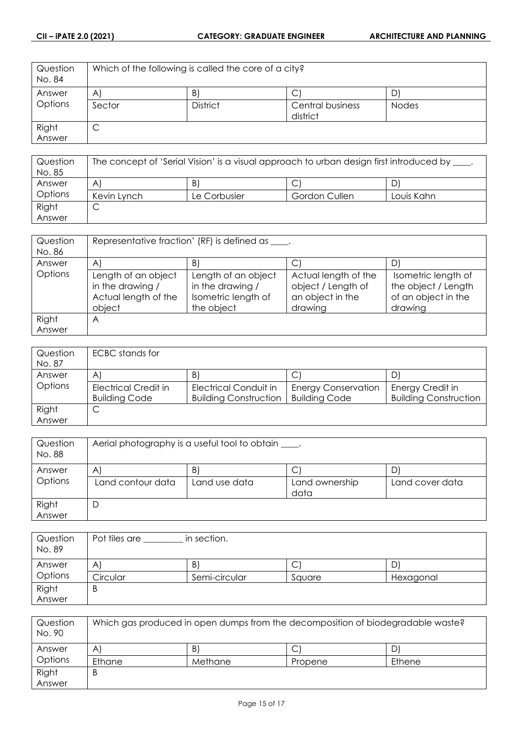| Question No. 84 | Which of the following is called the core of a city? | | | |
|---|---|---|---|---|
| Answer Options | A) | B) | C) | D) |
| | Sector | District | Central business district | Nodes |
| Right Answer | C | | | |

| Question No. 85 | The concept of 'Serial Vision' is a visual approach to urban design first introduced by ____. | | | |
|---|---|---|---|---|
| Answer Options | A) | B) | C) | D) |
| | Kevin Lynch | Le Corbusier | Gordon Cullen | Louis Kahn |
| Right Answer | C | | | |

| Question No. 86 | Representative fraction' (RF) is defined as ____. | | | |
|---|---|---|---|---|
| Answer Options | A) | B) | C) | D) |
| | Length of an object in the drawing / Actual length of the object | Length of an object in the drawing / Isometric length of the object | Actual length of the object / Length of an object in the drawing | Isometric length of the object / Length of an object in the drawing |
| Right Answer | A | | | |

| Question No. 87 | ECBC stands for | | | |
|---|---|---|---|---|
| Answer Options | A) | B) | C) | D) |
| | Electrical Credit in Building Code | Electrical Conduit in Building Construction | Energy Conservation Building Code | Energy Credit in Building Construction |
| Right Answer | C | | | |

| Question No. 88 | Aerial photography is a useful tool to obtain ____. | | | |
|---|---|---|---|---|
| Answer Options | A) | B) | C) | D) |
| | Land contour data | Land use data | Land ownership data | Land cover data |
| Right Answer | D | | | |

| Question No. 89 | Pot tiles are ________ in section. | | | |
|---|---|---|---|---|
| Answer Options | A) | B) | C) | D) |
| | Circular | Semi-circular | Square | Hexagonal |
| Right Answer | B | | | |

| Question No. 90 | Which gas produced in open dumps from the decomposition of biodegradable waste? | | | |
|---|---|---|---|---|
| Answer Options | A) | B) | C) | D) |
| | Ethane | Methane | Propene | Ethene |
| Right Answer | B | | | |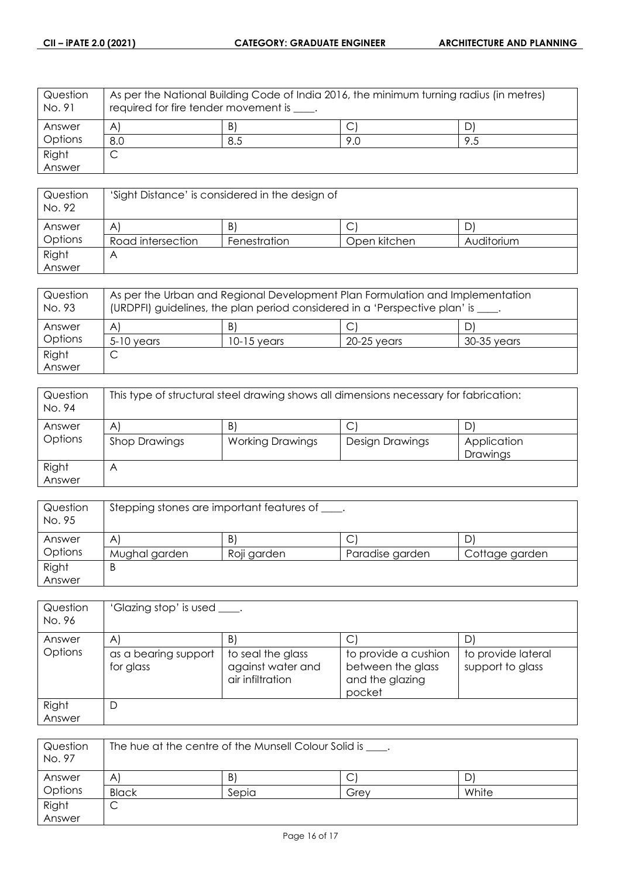| Question No. 91 | As per the National Building Code of India 2016, the minimum turning radius (in metres) required for fire tender movement is ____. | | | |
|---|---|---|---|---|
| Answer Options | A) | B) | C) | D) |
| | 8.0 | 8.5 | 9.0 | 9.5 |
| Right Answer | C | | | |

| Question No. 92 | 'Sight Distance' is considered in the design of | | | |
|---|---|---|---|---|
| Answer Options | A) | B) | C) | D) |
| | Road intersection | Fenestration | Open kitchen | Auditorium |
| Right Answer | A | | | |

| Question No. 93 | As per the Urban and Regional Development Plan Formulation and Implementation (URDPFI) guidelines, the plan period considered in a 'Perspective plan' is ____. | | | |
|---|---|---|---|---|
| Answer Options | A) | B) | C) | D) |
| | 5-10 years | 10-15 years | 20-25 years | 30-35 years |
| Right Answer | C | | | |

| Question No. 94 | This type of structural steel drawing shows all dimensions necessary for fabrication: | | | |
|---|---|---|---|---|
| Answer Options | A) | B) | C) | D) |
| | Shop Drawings | Working Drawings | Design Drawings | Application Drawings |
| Right Answer | A | | | |

| Question No. 95 | Stepping stones are important features of ____. | | | |
|---|---|---|---|---|
| Answer Options | A) | B) | C) | D) |
| | Mughal garden | Roji garden | Paradise garden | Cottage garden |
| Right Answer | B | | | |

| Question No. 96 | 'Glazing stop' is used ____. | | | |
|---|---|---|---|---|
| Answer Options | A) | B) | C) | D) |
| | as a bearing support for glass | to seal the glass against water and air infiltration | to provide a cushion between the glass and the glazing pocket | to provide lateral support to glass |
| Right Answer | D | | | |

| Question No. 97 | The hue at the centre of the Munsell Colour Solid is ____. | | | |
|---|---|---|---|---|
| Answer Options | A) | B) | C) | D) |
| | Black | Sepia | Grey | White |
| Right Answer | C | | | |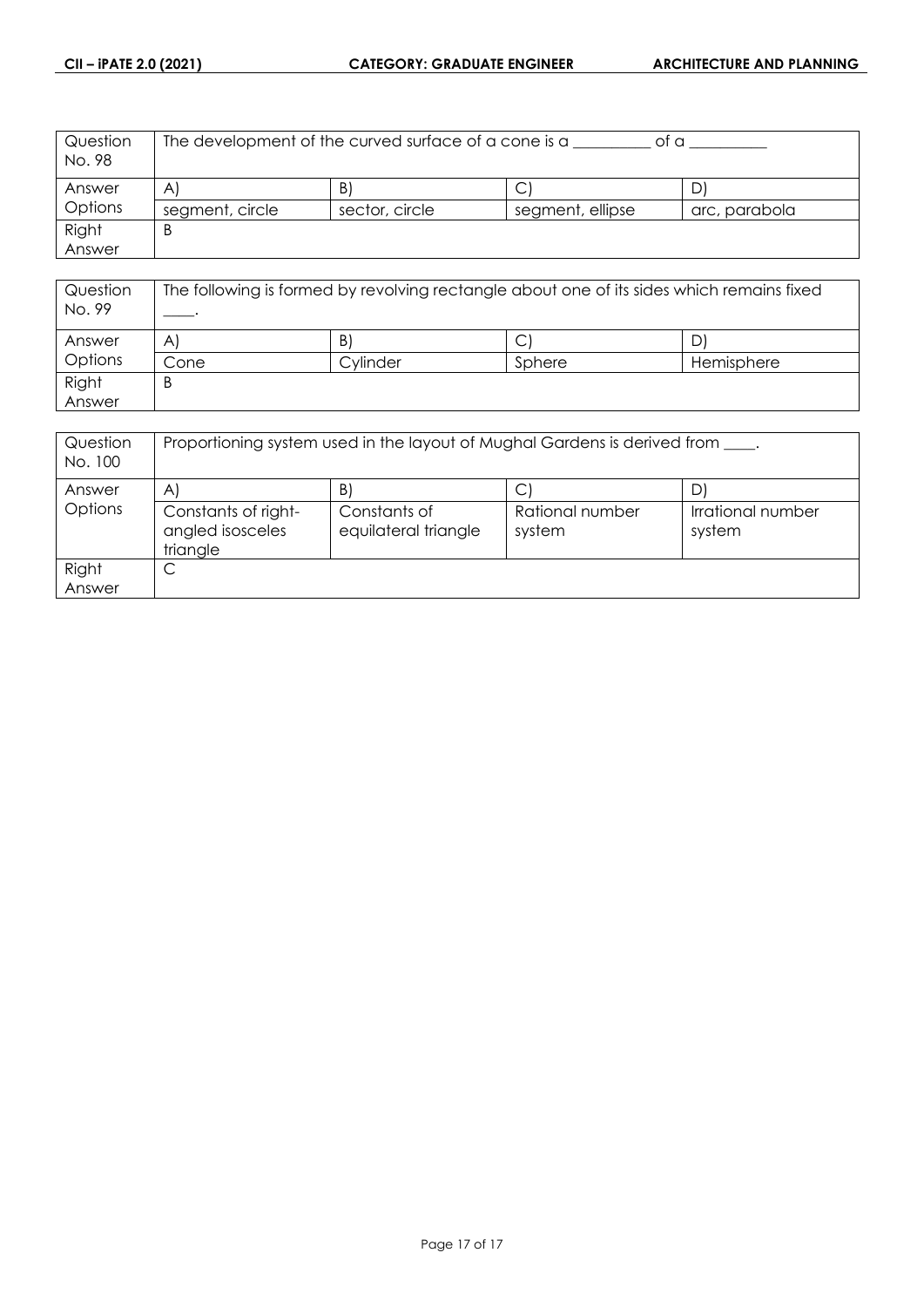| Question No. 98 | The development of the curved surface of a cone is a _________ of a _________ | | | |
|---|---|---|---|---|
| Answer Options | A) | B) | C) | D) |
| | segment, circle | sector, circle | segment, ellipse | arc, parabola |
| Right Answer | B | | | |

| Question No. 99 | The following is formed by revolving rectangle about one of its sides which remains fixed ____. | | | |
|---|---|---|---|---|
| Answer Options | A) | B) | C) | D) |
| | Cone | Cylinder | Sphere | Hemisphere |
| Right Answer | B | | | |

| Question No. 100 | Proportioning system used in the layout of Mughal Gardens is derived from ____. | | | |
|---|---|---|---|---|
| Answer Options | A) | B) | C) | D) |
| | Constants of right-angled isosceles triangle | Constants of equilateral triangle | Rational number system | Irrational number system |
| Right Answer | C | | | |